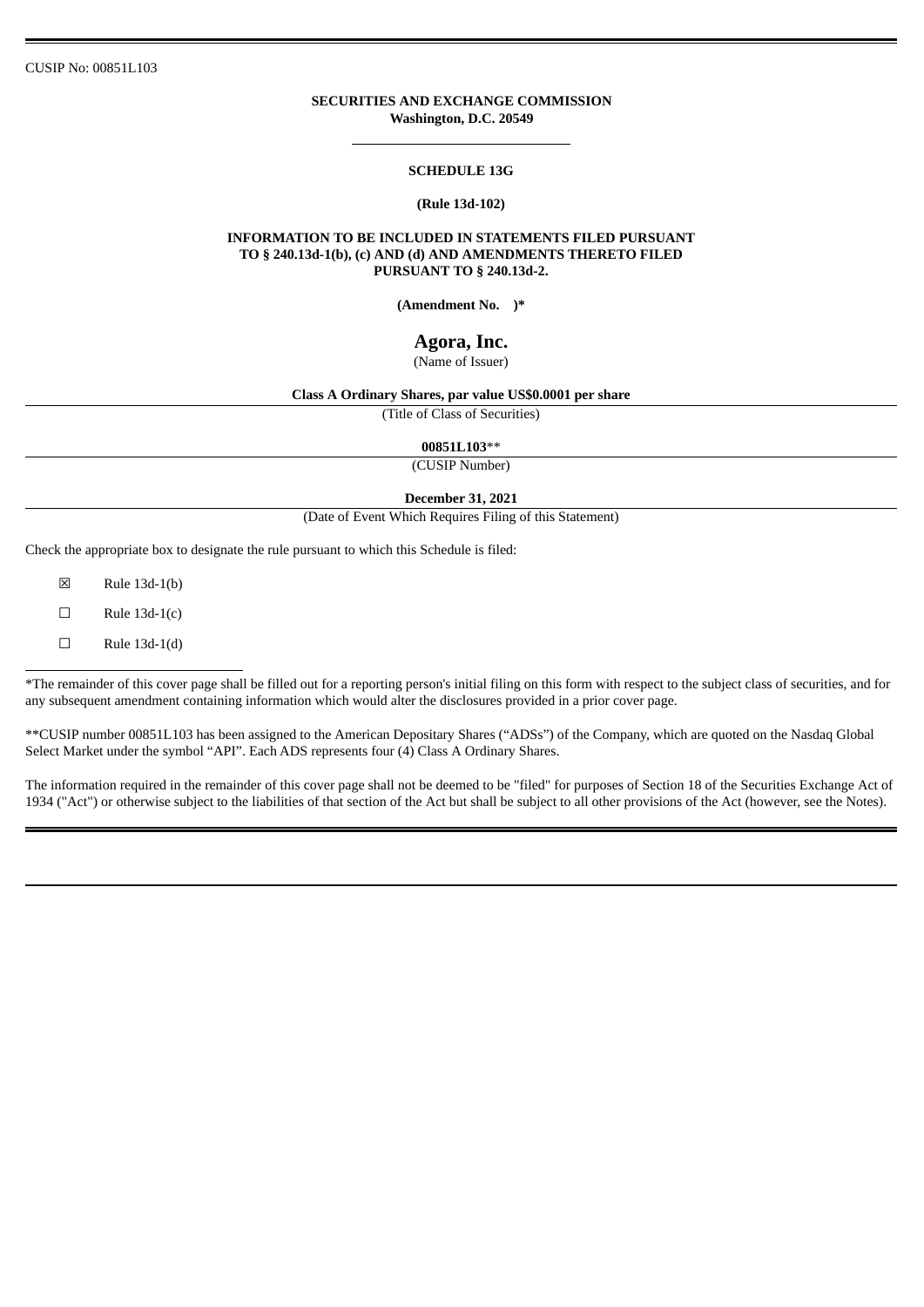CUSIP No: 00851L103

**SECURITIES AND EXCHANGE COMMISSION**
**Washington, D.C. 20549**

**SCHEDULE 13G**

**(Rule 13d-102)**

**INFORMATION TO BE INCLUDED IN STATEMENTS FILED PURSUANT TO § 240.13d-1(b), (c) AND (d) AND AMENDMENTS THERETO FILED PURSUANT TO § 240.13d-2.**

**(Amendment No. )***

# Agora, Inc.

(Name of Issuer)

**Class A Ordinary Shares, par value US$0.0001 per share**

(Title of Class of Securities)

**00851L103****

(CUSIP Number)

**December 31, 2021**

(Date of Event Which Requires Filing of this Statement)

Check the appropriate box to designate the rule pursuant to which this Schedule is filed:

☒ Rule 13d-1(b)

☐ Rule 13d-1(c)

☐ Rule 13d-1(d)

*The remainder of this cover page shall be filled out for a reporting person's initial filing on this form with respect to the subject class of securities, and for any subsequent amendment containing information which would alter the disclosures provided in a prior cover page.

**CUSIP number 00851L103 has been assigned to the American Depositary Shares ("ADSs") of the Company, which are quoted on the Nasdaq Global Select Market under the symbol "API". Each ADS represents four (4) Class A Ordinary Shares.

The information required in the remainder of this cover page shall not be deemed to be "filed" for purposes of Section 18 of the Securities Exchange Act of 1934 ("Act") or otherwise subject to the liabilities of that section of the Act but shall be subject to all other provisions of the Act (however, see the Notes).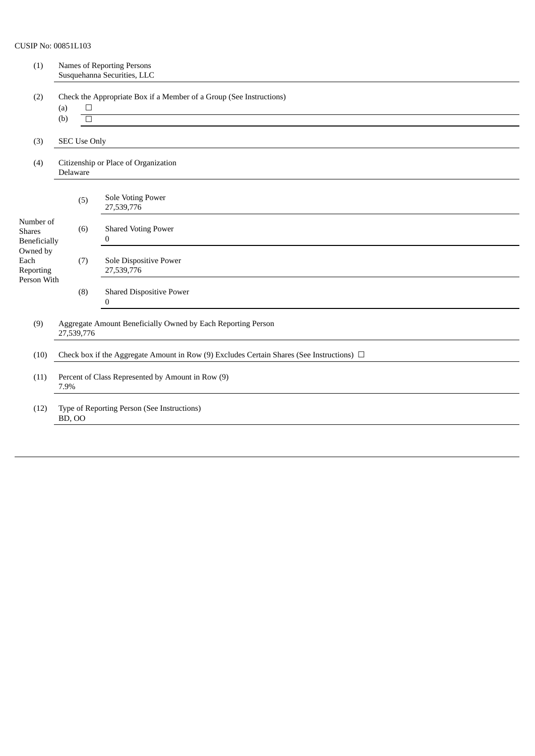CUSIP No: 00851L103

| | | | |
|---|---|---|---|
| (1) | Names of Reporting Persons<br>Susquehanna Securities, LLC | | |
| (2) | Check the Appropriate Box if a Member of a Group (See Instructions)<br>(a) ☐<br>(b) ☐ | | |
| (3) | SEC Use Only | | |
| (4) | Citizenship or Place of Organization<br>Delaware | | |
| Number of Shares Beneficially Owned by Each Reporting Person With | (5) | Sole Voting Power<br>27,539,776 | |
| | (6) | Shared Voting Power<br>0 | |
| | (7) | Sole Dispositive Power<br>27,539,776 | |
| | (8) | Shared Dispositive Power<br>0 | |
| (9) | Aggregate Amount Beneficially Owned by Each Reporting Person<br>27,539,776 | | |
| (10) | Check box if the Aggregate Amount in Row (9) Excludes Certain Shares (See Instructions) ☐ | | |
| (11) | Percent of Class Represented by Amount in Row (9)<br>7.9% | | |
| (12) | Type of Reporting Person (See Instructions)<br>BD, OO | | |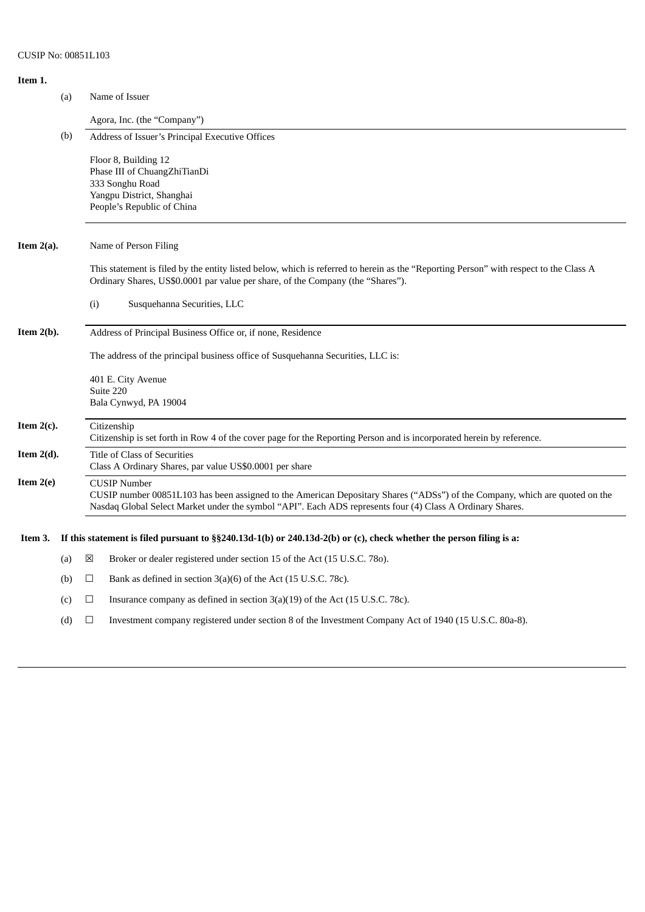CUSIP No: 00851L103

**Item 1.**

(a) Name of Issuer

Agora, Inc. (the "Company")

(b) Address of Issuer's Principal Executive Offices

Floor 8, Building 12
Phase III of ChuangZhiTianDi
333 Songhu Road
Yangpu District, Shanghai
People's Republic of China

**Item 2(a).** Name of Person Filing

This statement is filed by the entity listed below, which is referred to herein as the "Reporting Person" with respect to the Class A Ordinary Shares, US$0.0001 par value per share, of the Company (the "Shares").

(i) Susquehanna Securities, LLC

**Item 2(b).** Address of Principal Business Office or, if none, Residence

The address of the principal business office of Susquehanna Securities, LLC is:

401 E. City Avenue
Suite 220
Bala Cynwyd, PA 19004

**Item 2(c).** Citizenship
Citizenship is set forth in Row 4 of the cover page for the Reporting Person and is incorporated herein by reference.

**Item 2(d).** Title of Class of Securities
Class A Ordinary Shares, par value US$0.0001 per share

**Item 2(e)** CUSIP Number
CUSIP number 00851L103 has been assigned to the American Depositary Shares ("ADSs") of the Company, which are quoted on the Nasdaq Global Select Market under the symbol "API". Each ADS represents four (4) Class A Ordinary Shares.

**Item 3. If this statement is filed pursuant to §§240.13d-1(b) or 240.13d-2(b) or (c), check whether the person filing is a:**

(a) ☒ Broker or dealer registered under section 15 of the Act (15 U.S.C. 78o).

(b) ☐ Bank as defined in section 3(a)(6) of the Act (15 U.S.C. 78c).

(c) ☐ Insurance company as defined in section 3(a)(19) of the Act (15 U.S.C. 78c).

(d) ☐ Investment company registered under section 8 of the Investment Company Act of 1940 (15 U.S.C. 80a-8).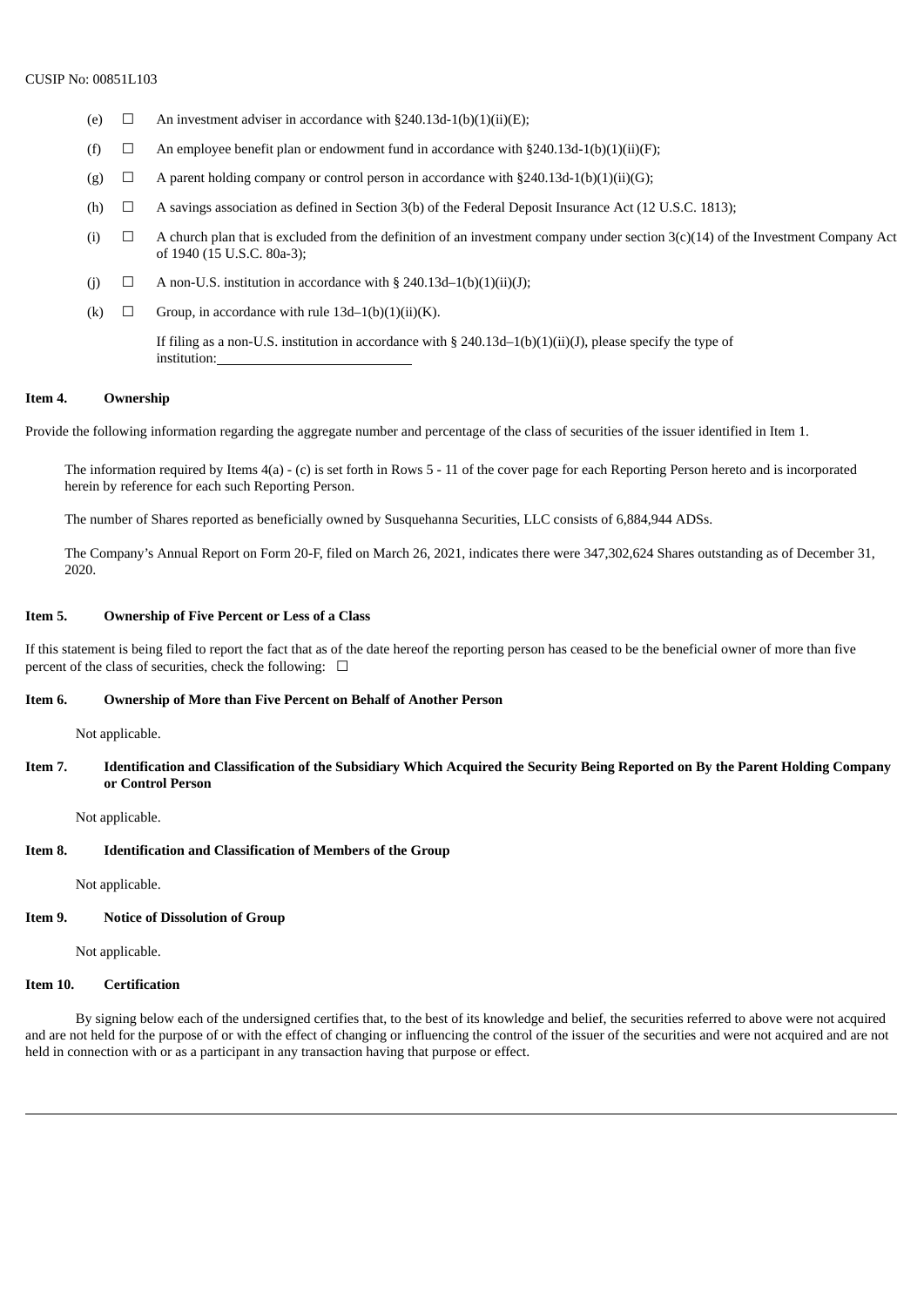CUSIP No: 00851L103

- (e) ☐ An investment adviser in accordance with §240.13d-1(b)(1)(ii)(E);
- (f) ☐ An employee benefit plan or endowment fund in accordance with §240.13d-1(b)(1)(ii)(F);
- (g) ☐ A parent holding company or control person in accordance with §240.13d-1(b)(1)(ii)(G);
- (h) ☐ A savings association as defined in Section 3(b) of the Federal Deposit Insurance Act (12 U.S.C. 1813);
- (i) ☐ A church plan that is excluded from the definition of an investment company under section 3(c)(14) of the Investment Company Act of 1940 (15 U.S.C. 80a-3);
- (j) ☐ A non-U.S. institution in accordance with § 240.13d–1(b)(1)(ii)(J);
- (k) ☐ Group, in accordance with rule 13d–1(b)(1)(ii)(K).

If filing as a non-U.S. institution in accordance with § 240.13d–1(b)(1)(ii)(J), please specify the type of institution:\_\_\_\_\_\_\_\_\_\_\_\_\_\_\_\_\_\_\_\_

**Item 4. Ownership**

Provide the following information regarding the aggregate number and percentage of the class of securities of the issuer identified in Item 1.

The information required by Items 4(a) - (c) is set forth in Rows 5 - 11 of the cover page for each Reporting Person hereto and is incorporated herein by reference for each such Reporting Person.

The number of Shares reported as beneficially owned by Susquehanna Securities, LLC consists of 6,884,944 ADSs.

The Company's Annual Report on Form 20-F, filed on March 26, 2021, indicates there were 347,302,624 Shares outstanding as of December 31, 2020.

**Item 5. Ownership of Five Percent or Less of a Class**

If this statement is being filed to report the fact that as of the date hereof the reporting person has ceased to be the beneficial owner of more than five percent of the class of securities, check the following: ☐

**Item 6. Ownership of More than Five Percent on Behalf of Another Person**

Not applicable.

**Item 7. Identification and Classification of the Subsidiary Which Acquired the Security Being Reported on By the Parent Holding Company or Control Person**

Not applicable.

**Item 8. Identification and Classification of Members of the Group**

Not applicable.

**Item 9. Notice of Dissolution of Group**

Not applicable.

**Item 10. Certification**

By signing below each of the undersigned certifies that, to the best of its knowledge and belief, the securities referred to above were not acquired and are not held for the purpose of or with the effect of changing or influencing the control of the issuer of the securities and were not acquired and are not held in connection with or as a participant in any transaction having that purpose or effect.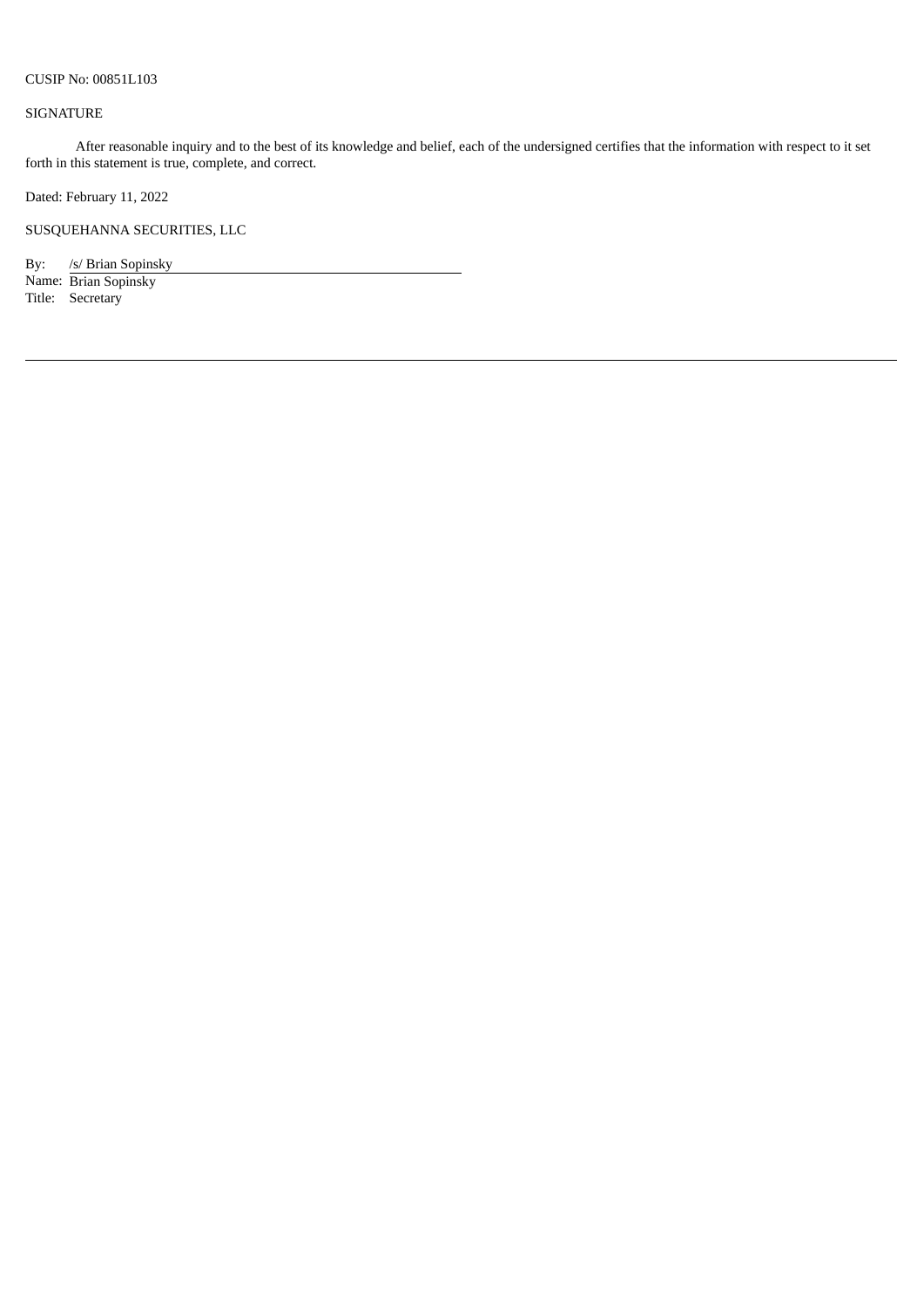CUSIP No: 00851L103

SIGNATURE

After reasonable inquiry and to the best of its knowledge and belief, each of the undersigned certifies that the information with respect to it set forth in this statement is true, complete, and correct.

Dated: February 11, 2022

SUSQUEHANNA SECURITIES, LLC

By: /s/ Brian Sopinsky
Name: Brian Sopinsky
Title: Secretary